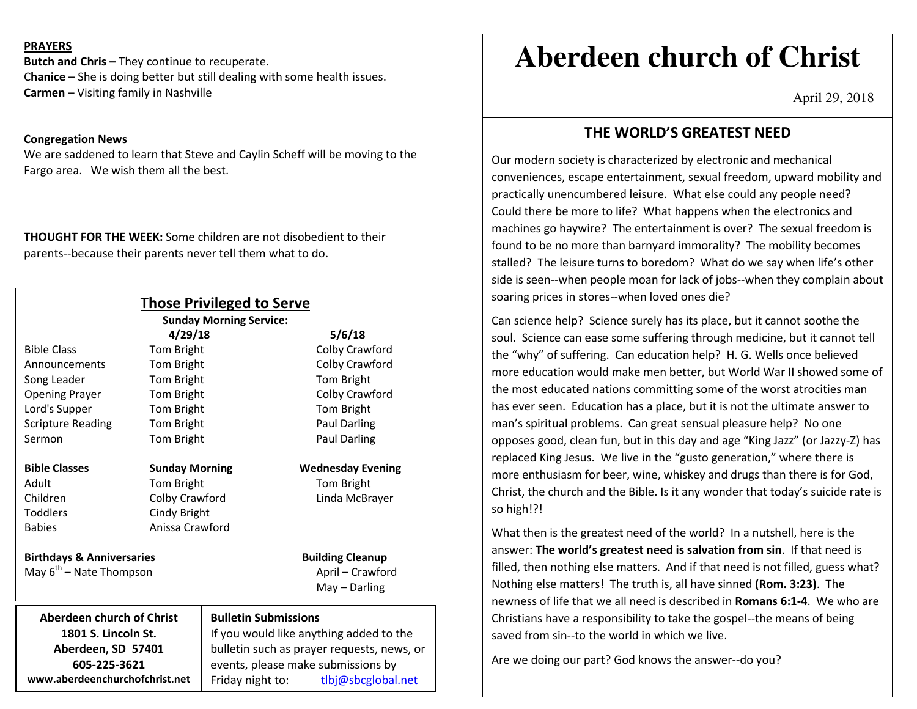# Aberdeen church of Christ

April 29, 2018

## THE WORLD'S GREATEST NEED

Our modern society is characterized by electronic and mechanical conveniences, escape entertainment, sexual freedom, upward mobility and practically unencumbered leisure. What else could any people need? Could there be more to life? What happens when the electronics and machines go haywire? The entertainment is over? The sexual freedom is found to be no more than barnyard immorality? The mobility becomes stalled? The leisure turns to boredom? What do we say when life's other side is seen--when people moan for lack of jobs--when they complain about soaring prices in stores--when loved ones die?

Can science help? Science surely has its place, but it cannot soothe the soul. Science can ease some suffering through medicine, but it cannot tell the "why" of suffering. Can education help? H. G. Wells once believed more education would make men better, but World War II showed some of the most educated nations committing some of the worst atrocities man has ever seen. Education has a place, but it is not the ultimate answer to man's spiritual problems. Can great sensual pleasure help? No one opposes good, clean fun, but in this day and age "King Jazz" (or Jazzy-Z) has replaced King Jesus. We live in the "gusto generation," where there is more enthusiasm for beer, wine, whiskey and drugs than there is for God, Christ, the church and the Bible. Is it any wonder that today's suicide rate is so high!?!

What then is the greatest need of the world? In a nutshell, here is the answer: **The world's greatest need is salvation from sin**. If that need is filled, then nothing else matters. And if that need is not filled, guess what? Nothing else matters! The truth is, all have sinned **(Rom. 3:23)**. The newness of life that we all need is described in **Romans 6:1-4**. We who are Christians have a responsibility to take the gospel--the means of being saved from sin--to the world in which we live.

Are we doing our part? God knows the answer--do you?

**PRAYERS**

**Butch and Chris –** They continue to recuperate.
**Chanice** – She is doing better but still dealing with some health issues.
**Carmen** – Visiting family in Nashville

**Congregation News**

We are saddened to learn that Steve and Caylin Scheff will be moving to the Fargo area. We wish them all the best.

**THOUGHT FOR THE WEEK:** Some children are not disobedient to their parents--because their parents never tell them what to do.

## Those Privileged to Serve

**Sunday Morning Service:**

| | 4/29/18 | 5/6/18 |
|---|---|---|
| Bible Class | Tom Bright | Colby Crawford |
| Announcements | Tom Bright | Colby Crawford |
| Song Leader | Tom Bright | Tom Bright |
| Opening Prayer | Tom Bright | Colby Crawford |
| Lord's Supper | Tom Bright | Tom Bright |
| Scripture Reading | Tom Bright | Paul Darling |
| Sermon | Tom Bright | Paul Darling |

| Bible Classes | Sunday Morning | Wednesday Evening |
|---|---|---|
| Adult | Tom Bright | Tom Bright |
| Children | Colby Crawford | Linda McBrayer |
| Toddlers | Cindy Bright | |
| Babies | Anissa Crawford | |

**Birthdays & Anniversaries**

May 6th – Nate Thompson

**Building Cleanup**

April – Crawford
May – Darling

**Aberdeen church of Christ**
**1801 S. Lincoln St.**
**Aberdeen, SD 57401**
**605-225-3621**
**www.aberdeenchurchofchrist.net**

**Bulletin Submissions**

If you would like anything added to the bulletin such as prayer requests, news, or events, please make submissions by Friday night to: tlbj@sbcglobal.net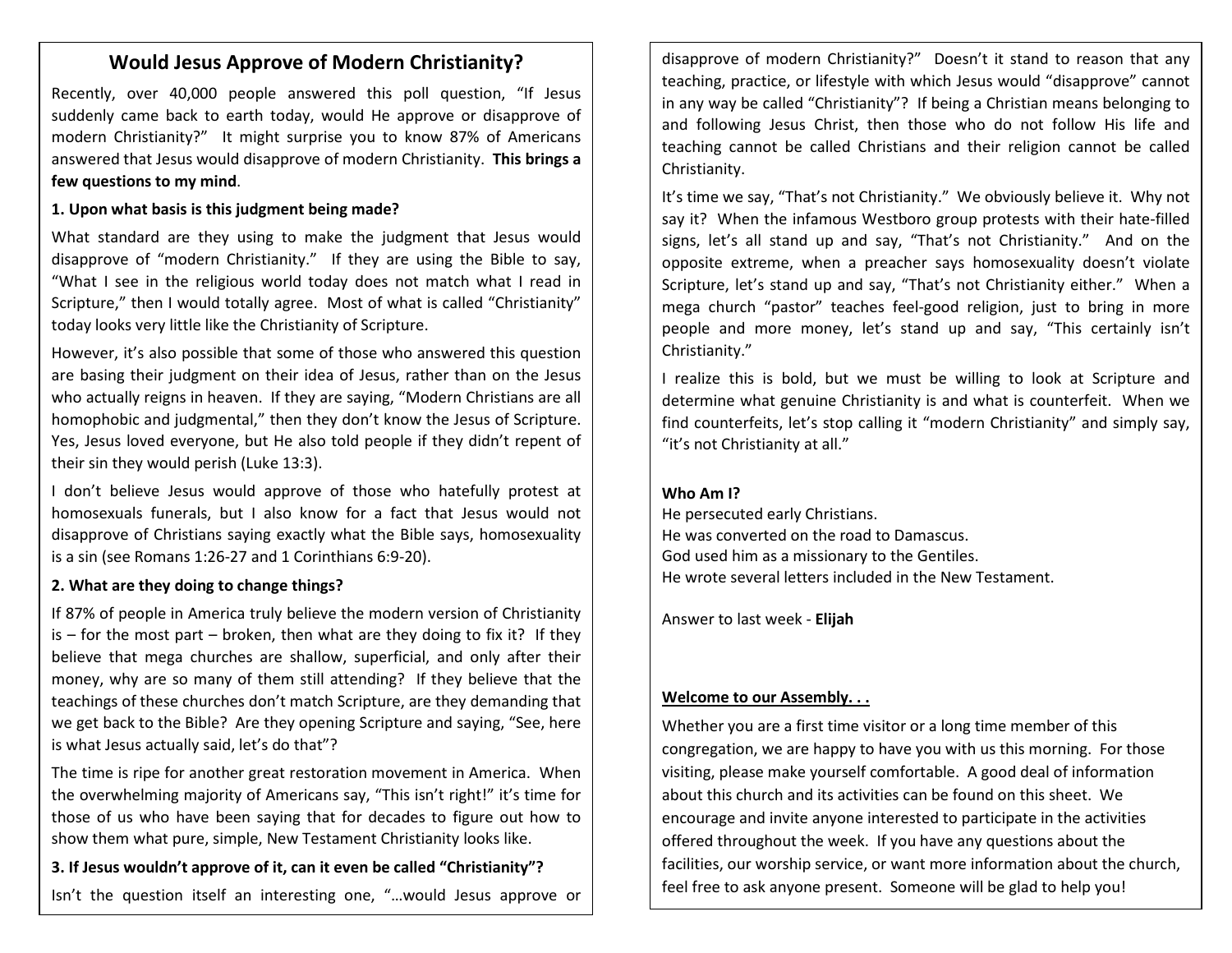## Would Jesus Approve of Modern Christianity?

Recently, over 40,000 people answered this poll question, "If Jesus suddenly came back to earth today, would He approve or disapprove of modern Christianity?" It might surprise you to know 87% of Americans answered that Jesus would disapprove of modern Christianity. **This brings a few questions to my mind**.

**1. Upon what basis is this judgment being made?**

What standard are they using to make the judgment that Jesus would disapprove of "modern Christianity." If they are using the Bible to say, "What I see in the religious world today does not match what I read in Scripture," then I would totally agree. Most of what is called "Christianity" today looks very little like the Christianity of Scripture.

However, it's also possible that some of those who answered this question are basing their judgment on their idea of Jesus, rather than on the Jesus who actually reigns in heaven. If they are saying, "Modern Christians are all homophobic and judgmental," then they don't know the Jesus of Scripture. Yes, Jesus loved everyone, but He also told people if they didn't repent of their sin they would perish (Luke 13:3).

I don't believe Jesus would approve of those who hatefully protest at homosexuals funerals, but I also know for a fact that Jesus would not disapprove of Christians saying exactly what the Bible says, homosexuality is a sin (see Romans 1:26-27 and 1 Corinthians 6:9-20).

**2. What are they doing to change things?**

If 87% of people in America truly believe the modern version of Christianity is – for the most part – broken, then what are they doing to fix it? If they believe that mega churches are shallow, superficial, and only after their money, why are so many of them still attending? If they believe that the teachings of these churches don't match Scripture, are they demanding that we get back to the Bible? Are they opening Scripture and saying, "See, here is what Jesus actually said, let's do that"?

The time is ripe for another great restoration movement in America. When the overwhelming majority of Americans say, "This isn't right!" it's time for those of us who have been saying that for decades to figure out how to show them what pure, simple, New Testament Christianity looks like.

**3. If Jesus wouldn't approve of it, can it even be called "Christianity"?**

Isn't the question itself an interesting one, "…would Jesus approve or disapprove of modern Christianity?" Doesn't it stand to reason that any teaching, practice, or lifestyle with which Jesus would "disapprove" cannot in any way be called "Christianity"? If being a Christian means belonging to and following Jesus Christ, then those who do not follow His life and teaching cannot be called Christians and their religion cannot be called Christianity.

It's time we say, "That's not Christianity." We obviously believe it. Why not say it? When the infamous Westboro group protests with their hate-filled signs, let's all stand up and say, "That's not Christianity." And on the opposite extreme, when a preacher says homosexuality doesn't violate Scripture, let's stand up and say, "That's not Christianity either." When a mega church "pastor" teaches feel-good religion, just to bring in more people and more money, let's stand up and say, "This certainly isn't Christianity."

I realize this is bold, but we must be willing to look at Scripture and determine what genuine Christianity is and what is counterfeit. When we find counterfeits, let's stop calling it "modern Christianity" and simply say, "it's not Christianity at all."

**Who Am I?**

He persecuted early Christians.
He was converted on the road to Damascus.
God used him as a missionary to the Gentiles.
He wrote several letters included in the New Testament.

Answer to last week - **Elijah**

**Welcome to our Assembly. . .**

Whether you are a first time visitor or a long time member of this congregation, we are happy to have you with us this morning. For those visiting, please make yourself comfortable. A good deal of information about this church and its activities can be found on this sheet. We encourage and invite anyone interested to participate in the activities offered throughout the week. If you have any questions about the facilities, our worship service, or want more information about the church, feel free to ask anyone present. Someone will be glad to help you!